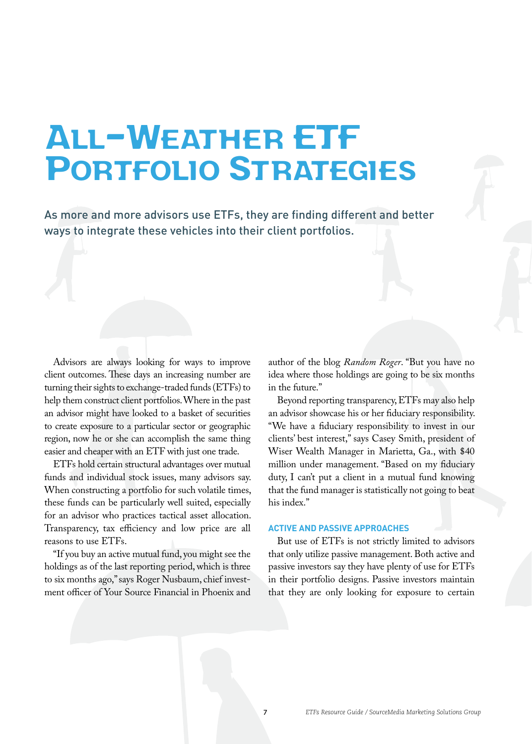# All-Weather ETF Portfolio Strategies

As more and more advisors use ETFs, they are finding different and better ways to integrate these vehicles into their client portfolios.

Advisors are always looking for ways to improve client outcomes. These days an increasing number are turning their sights to exchange-traded funds (ETFs) to help them construct client portfolios. Where in the past an advisor might have looked to a basket of securities to create exposure to a particular sector or geographic region, now he or she can accomplish the same thing easier and cheaper with an ETF with just one trade.

ETFs hold certain structural advantages over mutual funds and individual stock issues, many advisors say. When constructing a portfolio for such volatile times, these funds can be particularly well suited, especially for an advisor who practices tactical asset allocation. Transparency, tax efficiency and low price are all reasons to use ETFs.

"If you buy an active mutual fund, you might see the holdings as of the last reporting period, which is three to six months ago," says Roger Nusbaum, chief investment officer of Your Source Financial in Phoenix and author of the blog *Random Roger*. "But you have no idea where those holdings are going to be six months in the future."

Beyond reporting transparency, ETFs may also help an advisor showcase his or her fiduciary responsibility. "We have a fiduciary responsibility to invest in our clients' best interest," says Casey Smith, president of Wiser Wealth Manager in Marietta, Ga., with $40 million under management. "Based on my fiduciary duty, I can't put a client in a mutual fund knowing that the fund manager is statistically not going to beat his index."

## ACTIVE AND PASSIVE APPROACHES

But use of ETFs is not strictly limited to advisors that only utilize passive management. Both active and passive investors say they have plenty of use for ETFs in their portfolio designs. Passive investors maintain that they are only looking for exposure to certain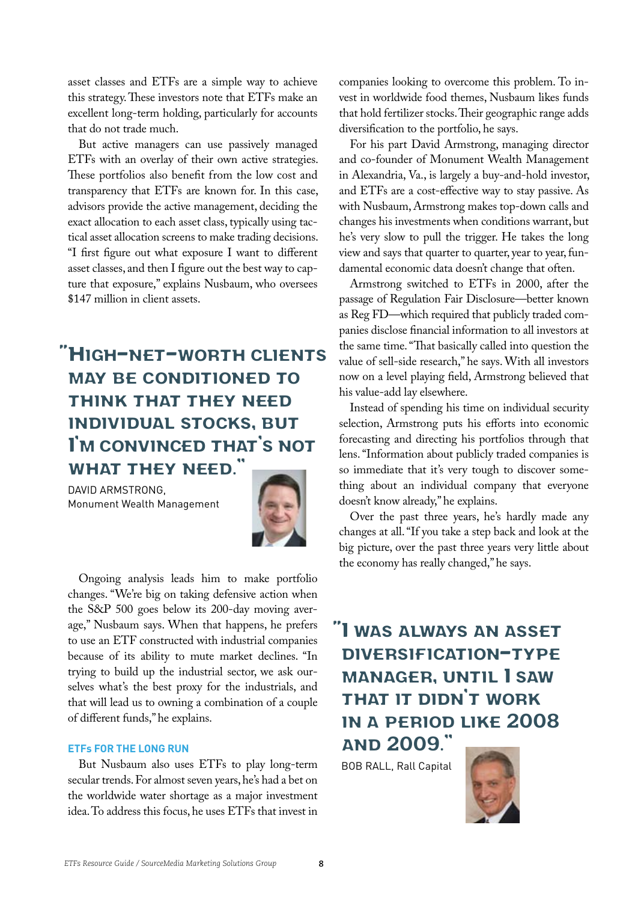asset classes and ETFs are a simple way to achieve this strategy. These investors note that ETFs make an excellent long-term holding, particularly for accounts that do not trade much.

But active managers can use passively managed ETFs with an overlay of their own active strategies. These portfolios also benefit from the low cost and transparency that ETFs are known for. In this case, advisors provide the active management, deciding the exact allocation to each asset class, typically using tactical asset allocation screens to make trading decisions. "I first figure out what exposure I want to different asset classes, and then I figure out the best way to capture that exposure," explains Nusbaum, who oversees $147 million in client assets.

> **"High-net-worth clients may be conditioned to think that they need individual stocks, but I'm convinced that's not what they need."**
>
> DAVID ARMSTRONG, Monument Wealth Management

Ongoing analysis leads him to make portfolio changes. "We're big on taking defensive action when the S&P 500 goes below its 200-day moving average," Nusbaum says. When that happens, he prefers to use an ETF constructed with industrial companies because of its ability to mute market declines. "In trying to build up the industrial sector, we ask ourselves what's the best proxy for the industrials, and that will lead us to owning a combination of a couple of different funds," he explains.

### ETFs FOR THE LONG RUN

But Nusbaum also uses ETFs to play long-term secular trends. For almost seven years, he's had a bet on the worldwide water shortage as a major investment idea. To address this focus, he uses ETFs that invest in companies looking to overcome this problem. To invest in worldwide food themes, Nusbaum likes funds that hold fertilizer stocks. Their geographic range adds diversification to the portfolio, he says.

For his part David Armstrong, managing director and co-founder of Monument Wealth Management in Alexandria, Va., is largely a buy-and-hold investor, and ETFs are a cost-effective way to stay passive. As with Nusbaum, Armstrong makes top-down calls and changes his investments when conditions warrant, but he's very slow to pull the trigger. He takes the long view and says that quarter to quarter, year to year, fundamental economic data doesn't change that often.

Armstrong switched to ETFs in 2000, after the passage of Regulation Fair Disclosure—better known as Reg FD—which required that publicly traded companies disclose financial information to all investors at the same time. "That basically called into question the value of sell-side research," he says. With all investors now on a level playing field, Armstrong believed that his value-add lay elsewhere.

Instead of spending his time on individual security selection, Armstrong puts his efforts into economic forecasting and directing his portfolios through that lens. "Information about publicly traded companies is so immediate that it's very tough to discover something about an individual company that everyone doesn't know already," he explains.

Over the past three years, he's hardly made any changes at all. "If you take a step back and look at the big picture, over the past three years very little about the economy has really changed," he says.

> **"I was always an asset diversification-type manager, until I saw that it didn't work in a period like 2008 and 2009."**
>
> BOB RALL, Rall Capital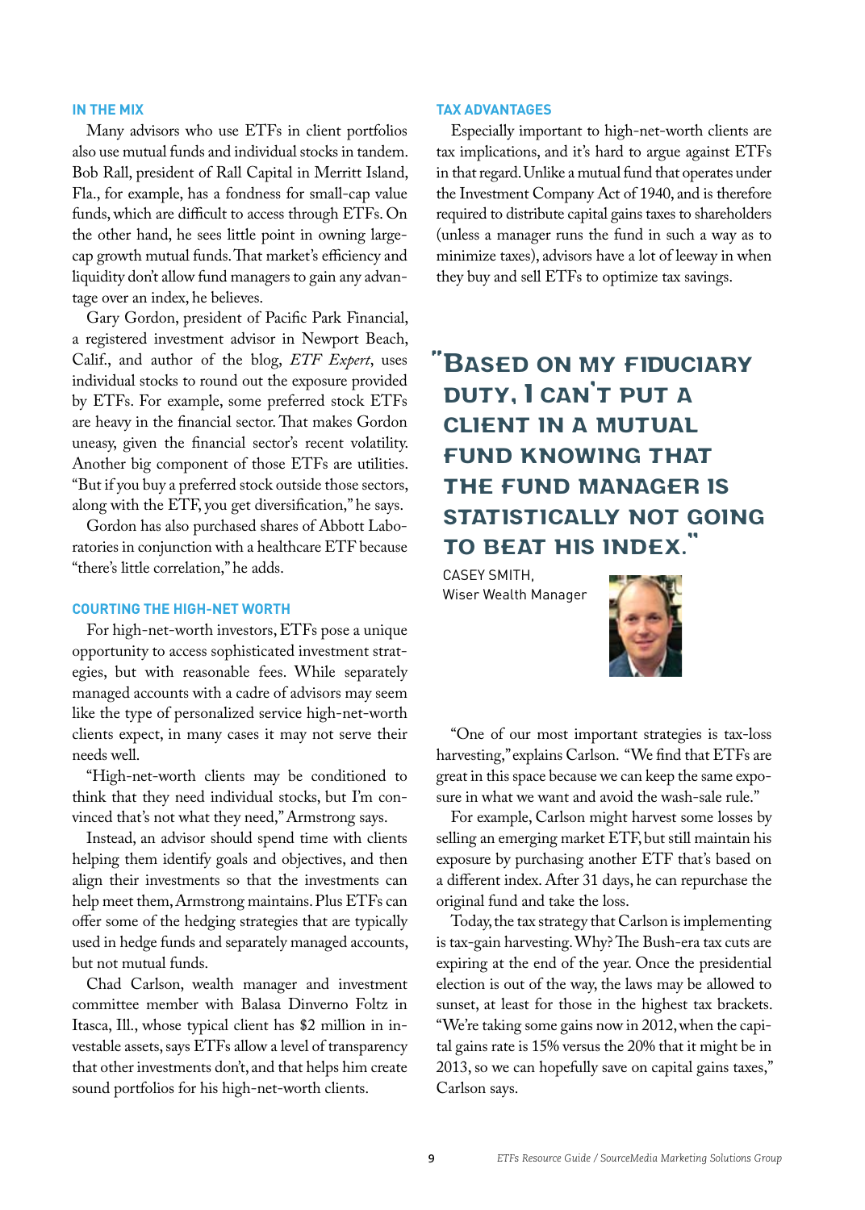## IN THE MIX

Many advisors who use ETFs in client portfolios also use mutual funds and individual stocks in tandem. Bob Rall, president of Rall Capital in Merritt Island, Fla., for example, has a fondness for small-cap value funds, which are difficult to access through ETFs. On the other hand, he sees little point in owning large-cap growth mutual funds. That market's efficiency and liquidity don't allow fund managers to gain any advantage over an index, he believes.

Gary Gordon, president of Pacific Park Financial, a registered investment advisor in Newport Beach, Calif., and author of the blog, *ETF Expert*, uses individual stocks to round out the exposure provided by ETFs. For example, some preferred stock ETFs are heavy in the financial sector. That makes Gordon uneasy, given the financial sector's recent volatility. Another big component of those ETFs are utilities. "But if you buy a preferred stock outside those sectors, along with the ETF, you get diversification," he says.

Gordon has also purchased shares of Abbott Laboratories in conjunction with a healthcare ETF because "there's little correlation," he adds.

## COURTING THE HIGH-NET WORTH

For high-net-worth investors, ETFs pose a unique opportunity to access sophisticated investment strategies, but with reasonable fees. While separately managed accounts with a cadre of advisors may seem like the type of personalized service high-net-worth clients expect, in many cases it may not serve their needs well.

"High-net-worth clients may be conditioned to think that they need individual stocks, but I'm convinced that's not what they need," Armstrong says.

Instead, an advisor should spend time with clients helping them identify goals and objectives, and then align their investments so that the investments can help meet them, Armstrong maintains. Plus ETFs can offer some of the hedging strategies that are typically used in hedge funds and separately managed accounts, but not mutual funds.

Chad Carlson, wealth manager and investment committee member with Balasa Dinverno Foltz in Itasca, Ill., whose typical client has $2 million in investable assets, says ETFs allow a level of transparency that other investments don't, and that helps him create sound portfolios for his high-net-worth clients.

## TAX ADVANTAGES

Especially important to high-net-worth clients are tax implications, and it's hard to argue against ETFs in that regard. Unlike a mutual fund that operates under the Investment Company Act of 1940, and is therefore required to distribute capital gains taxes to shareholders (unless a manager runs the fund in such a way as to minimize taxes), advisors have a lot of leeway in when they buy and sell ETFs to optimize tax savings.

> **"Based on my fiduciary duty, I can't put a client in a mutual fund knowing that the fund manager is statistically not going to beat his index."**
>
> CASEY SMITH,
> Wiser Wealth Manager

"One of our most important strategies is tax-loss harvesting," explains Carlson. "We find that ETFs are great in this space because we can keep the same exposure in what we want and avoid the wash-sale rule."

For example, Carlson might harvest some losses by selling an emerging market ETF, but still maintain his exposure by purchasing another ETF that's based on a different index. After 31 days, he can repurchase the original fund and take the loss.

Today, the tax strategy that Carlson is implementing is tax-gain harvesting. Why? The Bush-era tax cuts are expiring at the end of the year. Once the presidential election is out of the way, the laws may be allowed to sunset, at least for those in the highest tax brackets. "We're taking some gains now in 2012, when the capital gains rate is 15% versus the 20% that it might be in 2013, so we can hopefully save on capital gains taxes," Carlson says.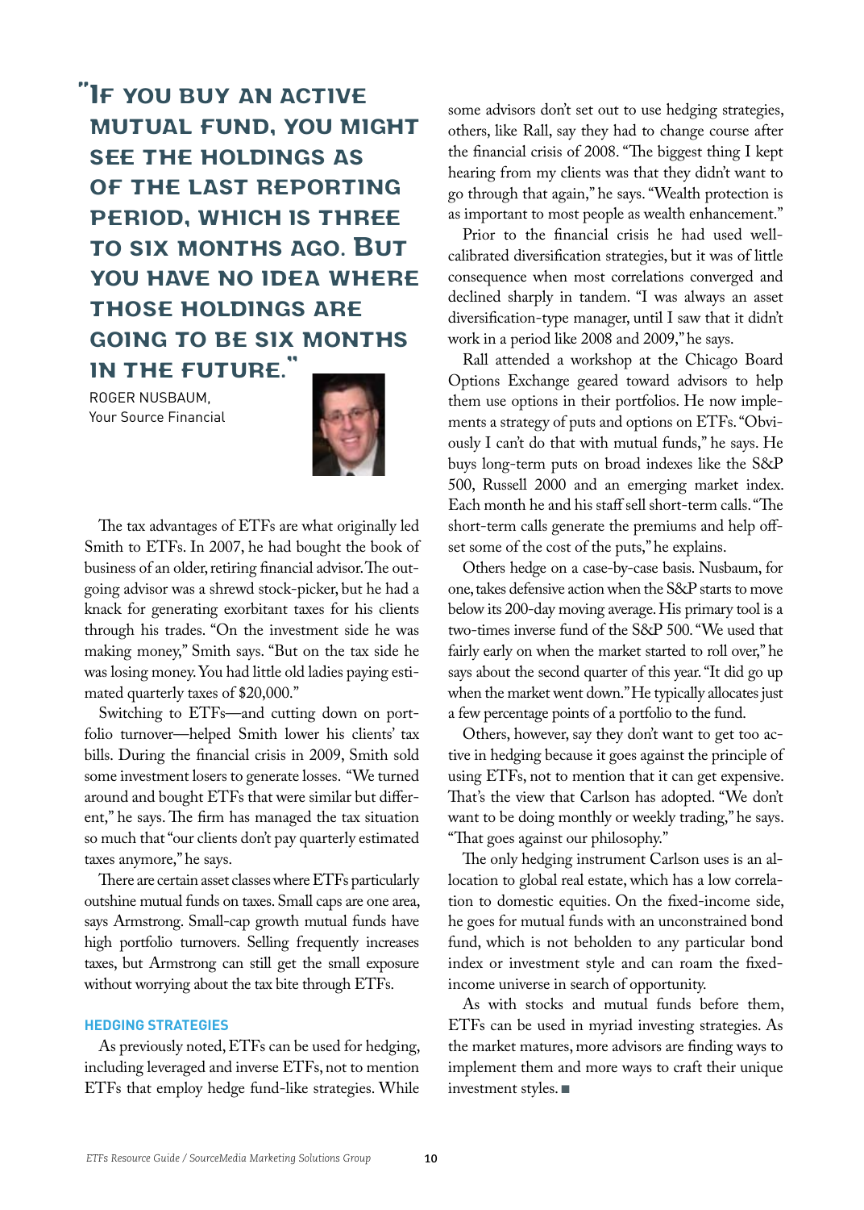"If you buy an active mutual fund, you might see the holdings as of the last reporting period, which is three to six months ago. But you have no idea where those holdings are going to be six months in the future."

ROGER NUSBAUM,
Your Source Financial

The tax advantages of ETFs are what originally led Smith to ETFs. In 2007, he had bought the book of business of an older, retiring financial advisor. The outgoing advisor was a shrewd stock-picker, but he had a knack for generating exorbitant taxes for his clients through his trades. "On the investment side he was making money," Smith says. "But on the tax side he was losing money. You had little old ladies paying estimated quarterly taxes of $20,000."

Switching to ETFs—and cutting down on portfolio turnover—helped Smith lower his clients' tax bills. During the financial crisis in 2009, Smith sold some investment losers to generate losses. "We turned around and bought ETFs that were similar but different," he says. The firm has managed the tax situation so much that "our clients don't pay quarterly estimated taxes anymore," he says.

There are certain asset classes where ETFs particularly outshine mutual funds on taxes. Small caps are one area, says Armstrong. Small-cap growth mutual funds have high portfolio turnovers. Selling frequently increases taxes, but Armstrong can still get the small exposure without worrying about the tax bite through ETFs.

### HEDGING STRATEGIES

As previously noted, ETFs can be used for hedging, including leveraged and inverse ETFs, not to mention ETFs that employ hedge fund-like strategies. While some advisors don't set out to use hedging strategies, others, like Rall, say they had to change course after the financial crisis of 2008. "The biggest thing I kept hearing from my clients was that they didn't want to go through that again," he says. "Wealth protection is as important to most people as wealth enhancement."

Prior to the financial crisis he had used well-calibrated diversification strategies, but it was of little consequence when most correlations converged and declined sharply in tandem. "I was always an asset diversification-type manager, until I saw that it didn't work in a period like 2008 and 2009," he says.

Rall attended a workshop at the Chicago Board Options Exchange geared toward advisors to help them use options in their portfolios. He now implements a strategy of puts and options on ETFs. "Obviously I can't do that with mutual funds," he says. He buys long-term puts on broad indexes like the S&P 500, Russell 2000 and an emerging market index. Each month he and his staff sell short-term calls. "The short-term calls generate the premiums and help offset some of the cost of the puts," he explains.

Others hedge on a case-by-case basis. Nusbaum, for one, takes defensive action when the S&P starts to move below its 200-day moving average. His primary tool is a two-times inverse fund of the S&P 500. "We used that fairly early on when the market started to roll over," he says about the second quarter of this year. "It did go up when the market went down." He typically allocates just a few percentage points of a portfolio to the fund.

Others, however, say they don't want to get too active in hedging because it goes against the principle of using ETFs, not to mention that it can get expensive. That's the view that Carlson has adopted. "We don't want to be doing monthly or weekly trading," he says. "That goes against our philosophy."

The only hedging instrument Carlson uses is an allocation to global real estate, which has a low correlation to domestic equities. On the fixed-income side, he goes for mutual funds with an unconstrained bond fund, which is not beholden to any particular bond index or investment style and can roam the fixed-income universe in search of opportunity.

As with stocks and mutual funds before them, ETFs can be used in myriad investing strategies. As the market matures, more advisors are finding ways to implement them and more ways to craft their unique investment styles. ■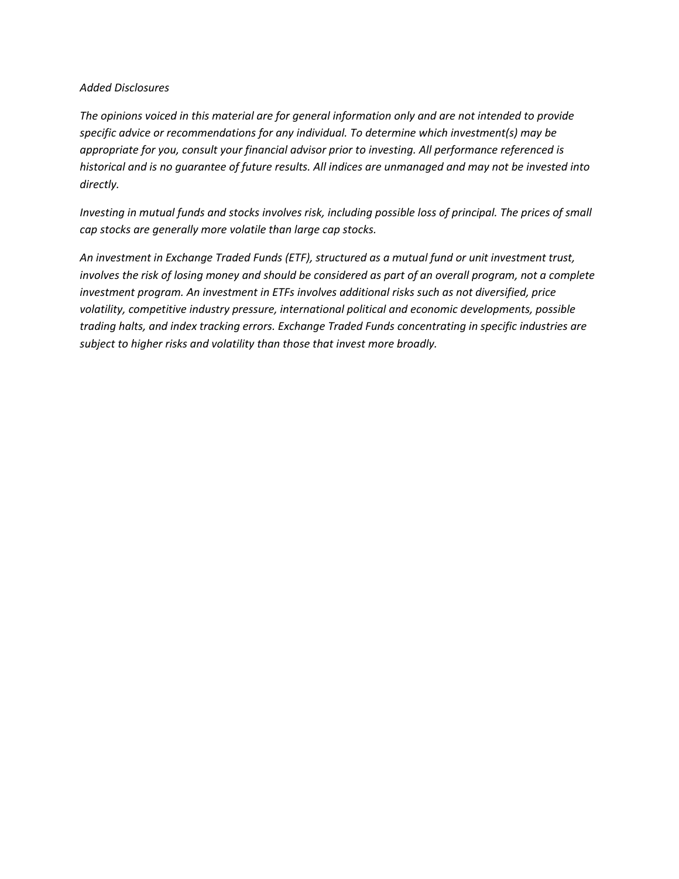*Added Disclosures*

*The opinions voiced in this material are for general information only and are not intended to provide specific advice or recommendations for any individual. To determine which investment(s) may be appropriate for you, consult your financial advisor prior to investing. All performance referenced is historical and is no guarantee of future results. All indices are unmanaged and may not be invested into directly.*

*Investing in mutual funds and stocks involves risk, including possible loss of principal. The prices of small cap stocks are generally more volatile than large cap stocks.*

*An investment in Exchange Traded Funds (ETF), structured as a mutual fund or unit investment trust, involves the risk of losing money and should be considered as part of an overall program, not a complete investment program. An investment in ETFs involves additional risks such as not diversified, price volatility, competitive industry pressure, international political and economic developments, possible trading halts, and index tracking errors. Exchange Traded Funds concentrating in specific industries are subject to higher risks and volatility than those that invest more broadly.*